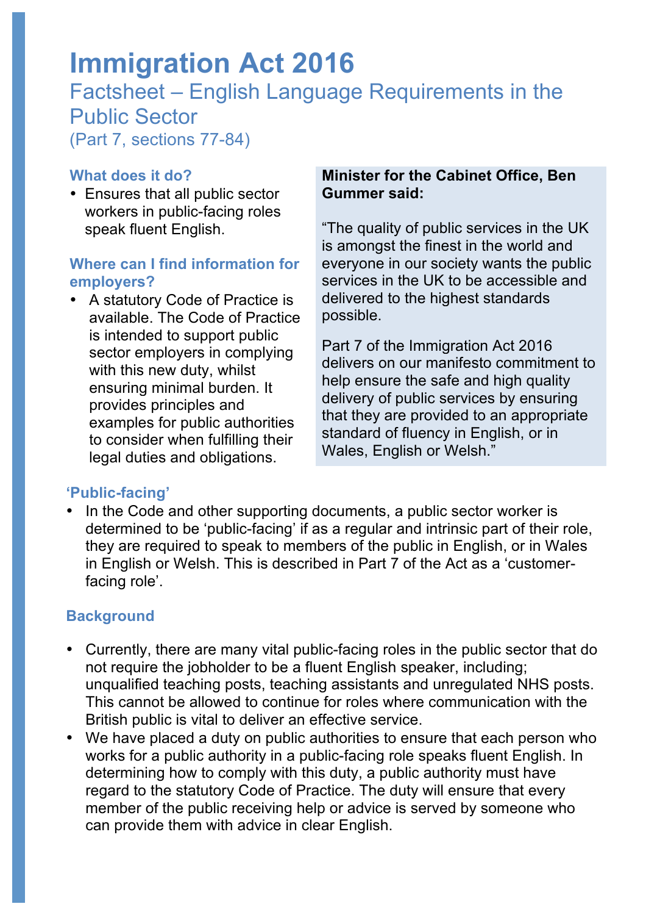# Immigration Act 2016

## Factsheet – English Language Requirements in the Public Sector

(Part 7, sections 77-84)

### What does it do?

- Ensures that all public sector workers in public-facing roles speak fluent English.

### Where can I find information for employers?

- A statutory Code of Practice is available. The Code of Practice is intended to support public sector employers in complying with this new duty, whilst ensuring minimal burden. It provides principles and examples for public authorities to consider when fulfilling their legal duties and obligations.

**Minister for the Cabinet Office, Ben Gummer said:**

"The quality of public services in the UK is amongst the finest in the world and everyone in our society wants the public services in the UK to be accessible and delivered to the highest standards possible.

Part 7 of the Immigration Act 2016 delivers on our manifesto commitment to help ensure the safe and high quality delivery of public services by ensuring that they are provided to an appropriate standard of fluency in English, or in Wales, English or Welsh."

### 'Public-facing'

- In the Code and other supporting documents, a public sector worker is determined to be 'public-facing' if as a regular and intrinsic part of their role, they are required to speak to members of the public in English, or in Wales in English or Welsh. This is described in Part 7 of the Act as a 'customer-facing role'.

### Background

- Currently, there are many vital public-facing roles in the public sector that do not require the jobholder to be a fluent English speaker, including; unqualified teaching posts, teaching assistants and unregulated NHS posts. This cannot be allowed to continue for roles where communication with the British public is vital to deliver an effective service.
- We have placed a duty on public authorities to ensure that each person who works for a public authority in a public-facing role speaks fluent English. In determining how to comply with this duty, a public authority must have regard to the statutory Code of Practice. The duty will ensure that every member of the public receiving help or advice is served by someone who can provide them with advice in clear English.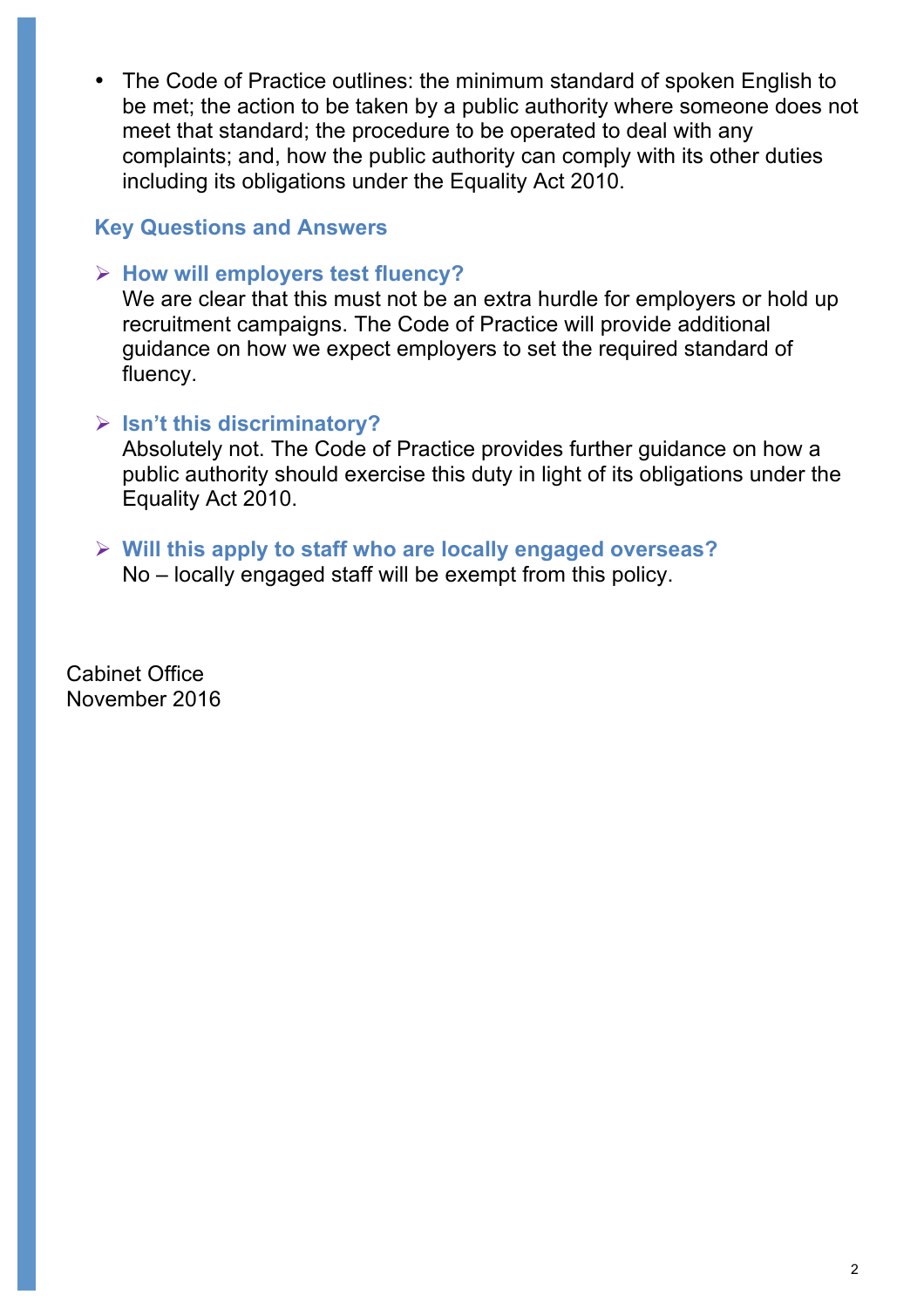- The Code of Practice outlines: the minimum standard of spoken English to be met; the action to be taken by a public authority where someone does not meet that standard; the procedure to be operated to deal with any complaints; and, how the public authority can comply with its other duties including its obligations under the Equality Act 2010.

## Key Questions and Answers

- **How will employers test fluency?**
  We are clear that this must not be an extra hurdle for employers or hold up recruitment campaigns. The Code of Practice will provide additional guidance on how we expect employers to set the required standard of fluency.

- **Isn't this discriminatory?**
  Absolutely not. The Code of Practice provides further guidance on how a public authority should exercise this duty in light of its obligations under the Equality Act 2010.

- **Will this apply to staff who are locally engaged overseas?**
  No – locally engaged staff will be exempt from this policy.

Cabinet Office
November 2016